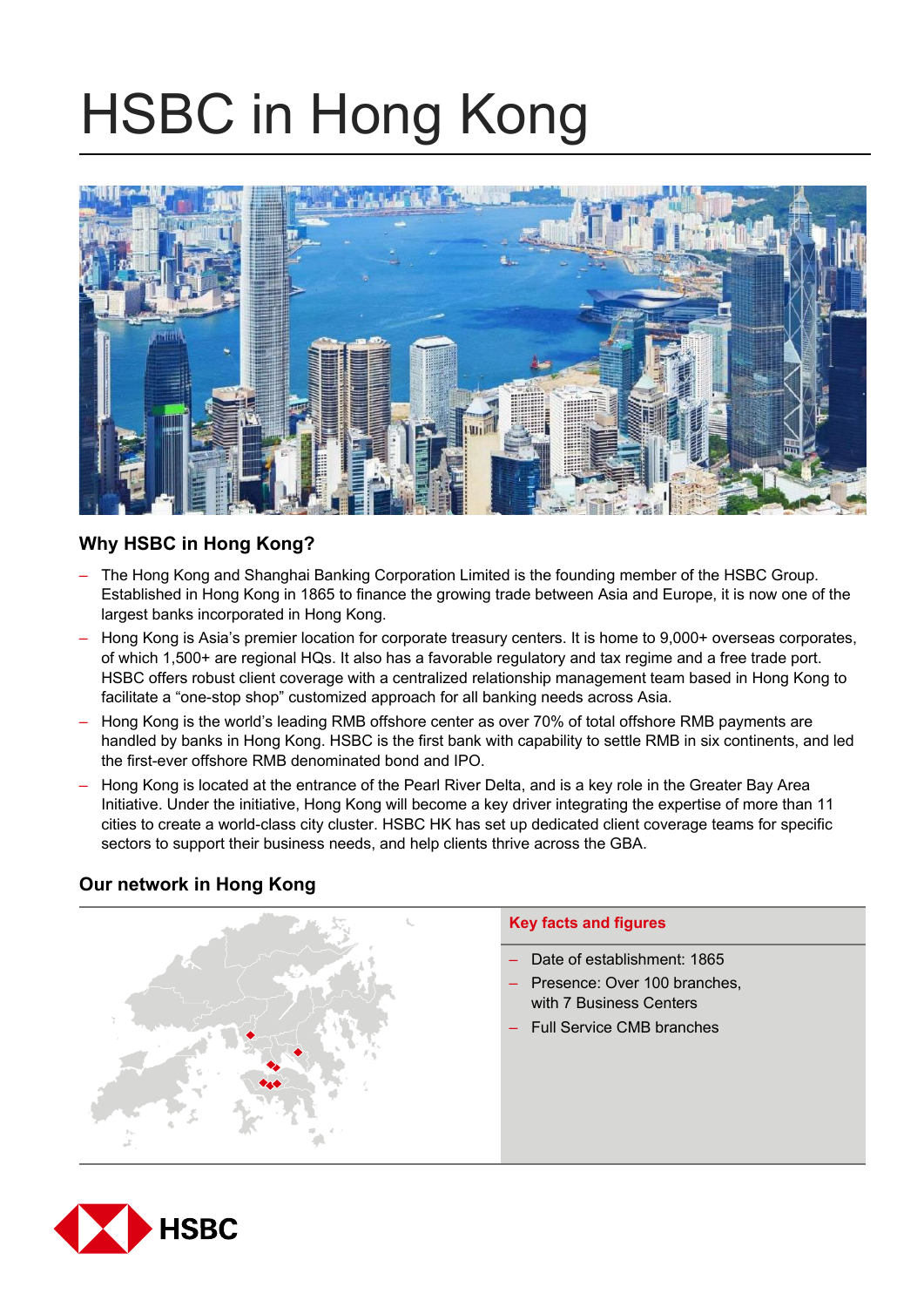# HSBC in Hong Kong

## Why HSBC in Hong Kong?

- The Hong Kong and Shanghai Banking Corporation Limited is the founding member of the HSBC Group. Established in Hong Kong in 1865 to finance the growing trade between Asia and Europe, it is now one of the largest banks incorporated in Hong Kong.
- Hong Kong is Asia's premier location for corporate treasury centers. It is home to 9,000+ overseas corporates, of which 1,500+ are regional HQs. It also has a favorable regulatory and tax regime and a free trade port. HSBC offers robust client coverage with a centralized relationship management team based in Hong Kong to facilitate a "one-stop shop" customized approach for all banking needs across Asia.
- Hong Kong is the world's leading RMB offshore center as over 70% of total offshore RMB payments are handled by banks in Hong Kong. HSBC is the first bank with capability to settle RMB in six continents, and led the first-ever offshore RMB denominated bond and IPO.
- Hong Kong is located at the entrance of the Pearl River Delta, and is a key role in the Greater Bay Area Initiative. Under the initiative, Hong Kong will become a key driver integrating the expertise of more than 11 cities to create a world-class city cluster. HSBC HK has set up dedicated client coverage teams for specific sectors to support their business needs, and help clients thrive across the GBA.

## Our network in Hong Kong

### Key facts and figures

- Date of establishment: 1865
- Presence: Over 100 branches, with 7 Business Centers
- Full Service CMB branches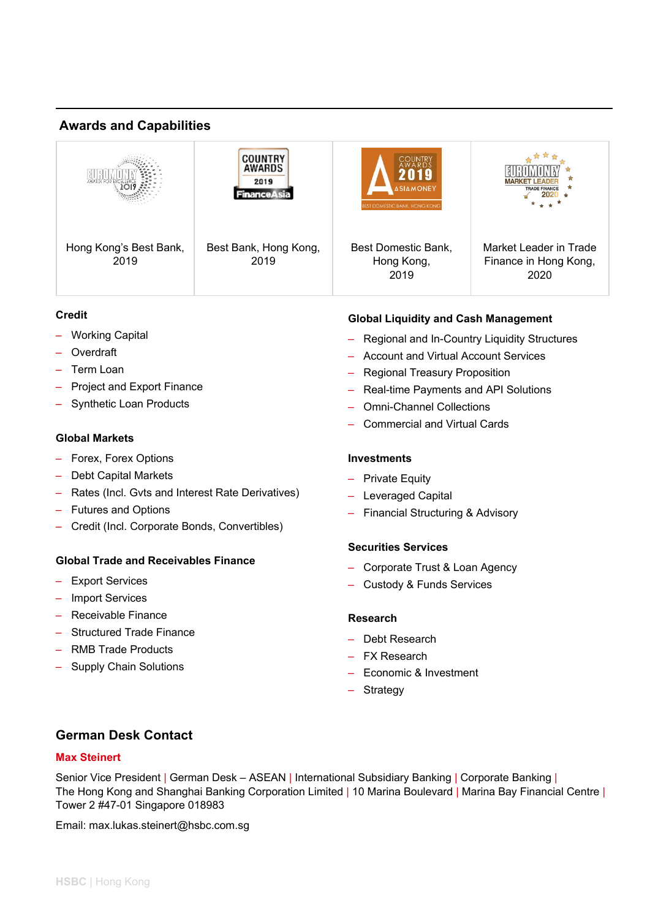## Awards and Capabilities

| | | | |
|---|---|---|---|
| Hong Kong's Best Bank, 2019 | Best Bank, Hong Kong, 2019 | Best Domestic Bank, Hong Kong, 2019 | Market Leader in Trade Finance in Hong Kong, 2020 |

**Credit**

- Working Capital
- Overdraft
- Term Loan
- Project and Export Finance
- Synthetic Loan Products

**Global Markets**

- Forex, Forex Options
- Debt Capital Markets
- Rates (Incl. Gvts and Interest Rate Derivatives)
- Futures and Options
- Credit (Incl. Corporate Bonds, Convertibles)

**Global Trade and Receivables Finance**

- Export Services
- Import Services
- Receivable Finance
- Structured Trade Finance
- RMB Trade Products
- Supply Chain Solutions

**Global Liquidity and Cash Management**

- Regional and In-Country Liquidity Structures
- Account and Virtual Account Services
- Regional Treasury Proposition
- Real-time Payments and API Solutions
- Omni-Channel Collections
- Commercial and Virtual Cards

**Investments**

- Private Equity
- Leveraged Capital
- Financial Structuring & Advisory

**Securities Services**

- Corporate Trust & Loan Agency
- Custody & Funds Services

**Research**

- Debt Research
- FX Research
- Economic & Investment
- Strategy

## German Desk Contact

**Max Steinert**

Senior Vice President | German Desk – ASEAN | International Subsidiary Banking | Corporate Banking | The Hong Kong and Shanghai Banking Corporation Limited | 10 Marina Boulevard | Marina Bay Financial Centre | Tower 2 #47-01 Singapore 018983

Email: max.lukas.steinert@hsbc.com.sg